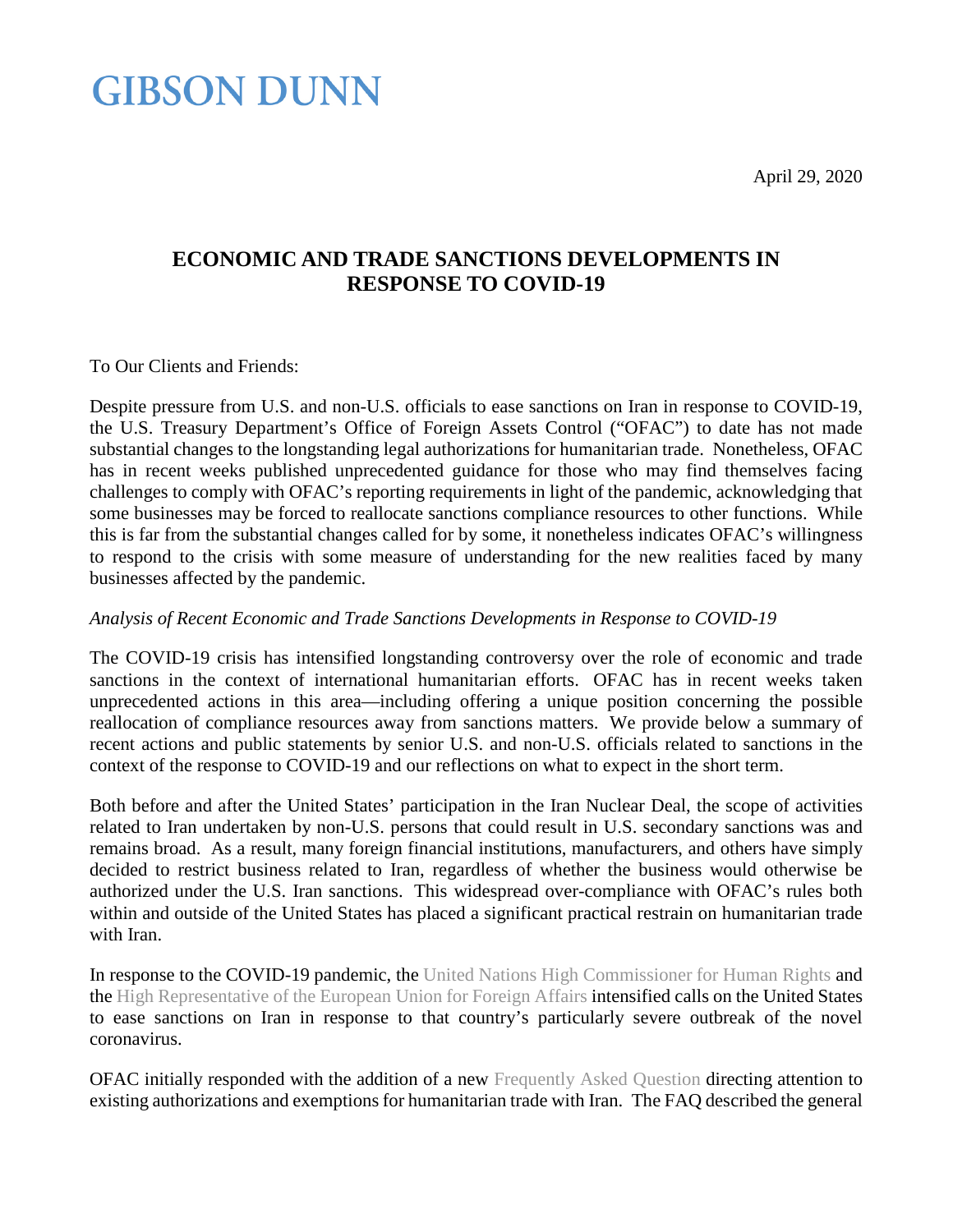# GIBSON DUNN

April 29, 2020

## ECONOMIC AND TRADE SANCTIONS DEVELOPMENTS IN RESPONSE TO COVID-19

To Our Clients and Friends:

Despite pressure from U.S. and non-U.S. officials to ease sanctions on Iran in response to COVID-19, the U.S. Treasury Department's Office of Foreign Assets Control ("OFAC") to date has not made substantial changes to the longstanding legal authorizations for humanitarian trade. Nonetheless, OFAC has in recent weeks published unprecedented guidance for those who may find themselves facing challenges to comply with OFAC's reporting requirements in light of the pandemic, acknowledging that some businesses may be forced to reallocate sanctions compliance resources to other functions. While this is far from the substantial changes called for by some, it nonetheless indicates OFAC's willingness to respond to the crisis with some measure of understanding for the new realities faced by many businesses affected by the pandemic.

*Analysis of Recent Economic and Trade Sanctions Developments in Response to COVID-19*

The COVID-19 crisis has intensified longstanding controversy over the role of economic and trade sanctions in the context of international humanitarian efforts. OFAC has in recent weeks taken unprecedented actions in this area—including offering a unique position concerning the possible reallocation of compliance resources away from sanctions matters. We provide below a summary of recent actions and public statements by senior U.S. and non-U.S. officials related to sanctions in the context of the response to COVID-19 and our reflections on what to expect in the short term.

Both before and after the United States' participation in the Iran Nuclear Deal, the scope of activities related to Iran undertaken by non-U.S. persons that could result in U.S. secondary sanctions was and remains broad. As a result, many foreign financial institutions, manufacturers, and others have simply decided to restrict business related to Iran, regardless of whether the business would otherwise be authorized under the U.S. Iran sanctions. This widespread over-compliance with OFAC's rules both within and outside of the United States has placed a significant practical restrain on humanitarian trade with Iran.

In response to the COVID-19 pandemic, the United Nations High Commissioner for Human Rights and the High Representative of the European Union for Foreign Affairs intensified calls on the United States to ease sanctions on Iran in response to that country's particularly severe outbreak of the novel coronavirus.

OFAC initially responded with the addition of a new Frequently Asked Question directing attention to existing authorizations and exemptions for humanitarian trade with Iran. The FAQ described the general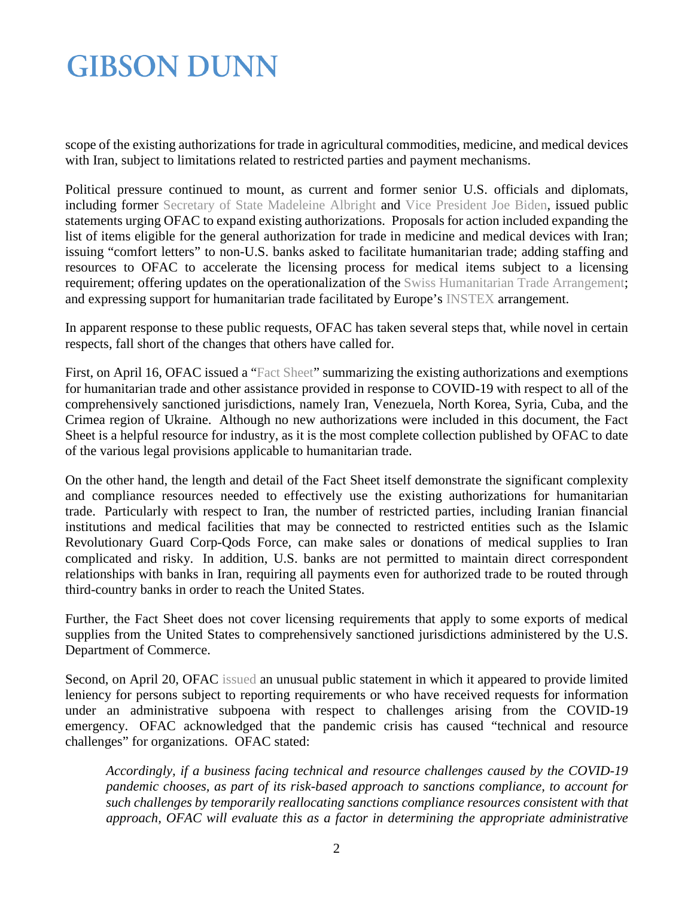scope of the existing authorizations for trade in agricultural commodities, medicine, and medical devices with Iran, subject to limitations related to restricted parties and payment mechanisms.

Political pressure continued to mount, as current and former senior U.S. officials and diplomats, including former Secretary of State Madeleine Albright and Vice President Joe Biden, issued public statements urging OFAC to expand existing authorizations. Proposals for action included expanding the list of items eligible for the general authorization for trade in medicine and medical devices with Iran; issuing "comfort letters" to non-U.S. banks asked to facilitate humanitarian trade; adding staffing and resources to OFAC to accelerate the licensing process for medical items subject to a licensing requirement; offering updates on the operationalization of the Swiss Humanitarian Trade Arrangement; and expressing support for humanitarian trade facilitated by Europe's INSTEX arrangement.

In apparent response to these public requests, OFAC has taken several steps that, while novel in certain respects, fall short of the changes that others have called for.

First, on April 16, OFAC issued a "Fact Sheet" summarizing the existing authorizations and exemptions for humanitarian trade and other assistance provided in response to COVID-19 with respect to all of the comprehensively sanctioned jurisdictions, namely Iran, Venezuela, North Korea, Syria, Cuba, and the Crimea region of Ukraine. Although no new authorizations were included in this document, the Fact Sheet is a helpful resource for industry, as it is the most complete collection published by OFAC to date of the various legal provisions applicable to humanitarian trade.

On the other hand, the length and detail of the Fact Sheet itself demonstrate the significant complexity and compliance resources needed to effectively use the existing authorizations for humanitarian trade. Particularly with respect to Iran, the number of restricted parties, including Iranian financial institutions and medical facilities that may be connected to restricted entities such as the Islamic Revolutionary Guard Corp-Qods Force, can make sales or donations of medical supplies to Iran complicated and risky. In addition, U.S. banks are not permitted to maintain direct correspondent relationships with banks in Iran, requiring all payments even for authorized trade to be routed through third-country banks in order to reach the United States.

Further, the Fact Sheet does not cover licensing requirements that apply to some exports of medical supplies from the United States to comprehensively sanctioned jurisdictions administered by the U.S. Department of Commerce.

Second, on April 20, OFAC issued an unusual public statement in which it appeared to provide limited leniency for persons subject to reporting requirements or who have received requests for information under an administrative subpoena with respect to challenges arising from the COVID-19 emergency. OFAC acknowledged that the pandemic crisis has caused "technical and resource challenges" for organizations. OFAC stated:

> *Accordingly, if a business facing technical and resource challenges caused by the COVID-19 pandemic chooses, as part of its risk-based approach to sanctions compliance, to account for such challenges by temporarily reallocating sanctions compliance resources consistent with that approach, OFAC will evaluate this as a factor in determining the appropriate administrative*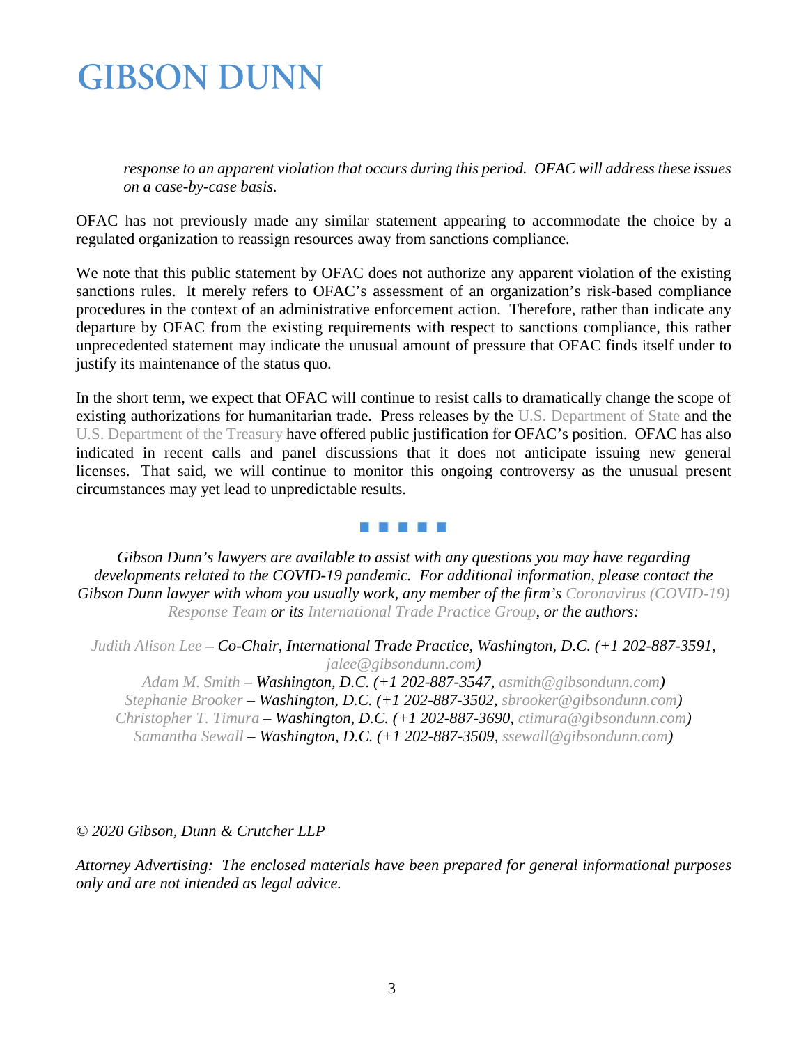*response to an apparent violation that occurs during this period. OFAC will address these issues on a case-by-case basis.*

OFAC has not previously made any similar statement appearing to accommodate the choice by a regulated organization to reassign resources away from sanctions compliance.

We note that this public statement by OFAC does not authorize any apparent violation of the existing sanctions rules. It merely refers to OFAC's assessment of an organization's risk-based compliance procedures in the context of an administrative enforcement action. Therefore, rather than indicate any departure by OFAC from the existing requirements with respect to sanctions compliance, this rather unprecedented statement may indicate the unusual amount of pressure that OFAC finds itself under to justify its maintenance of the status quo.

In the short term, we expect that OFAC will continue to resist calls to dramatically change the scope of existing authorizations for humanitarian trade. Press releases by the U.S. Department of State and the U.S. Department of the Treasury have offered public justification for OFAC's position. OFAC has also indicated in recent calls and panel discussions that it does not anticipate issuing new general licenses. That said, we will continue to monitor this ongoing controversy as the unusual present circumstances may yet lead to unpredictable results.

■ ■ ■ ■ ■

*Gibson Dunn's lawyers are available to assist with any questions you may have regarding developments related to the COVID-19 pandemic. For additional information, please contact the Gibson Dunn lawyer with whom you usually work, any member of the firm's Coronavirus (COVID-19) Response Team or its International Trade Practice Group, or the authors:*

*Judith Alison Lee – Co-Chair, International Trade Practice, Washington, D.C. (+1 202-887-3591, jalee@gibsondunn.com)*
*Adam M. Smith – Washington, D.C. (+1 202-887-3547, asmith@gibsondunn.com)*
*Stephanie Brooker – Washington, D.C. (+1 202-887-3502, sbrooker@gibsondunn.com)*
*Christopher T. Timura – Washington, D.C. (+1 202-887-3690, ctimura@gibsondunn.com)*
*Samantha Sewall – Washington, D.C. (+1 202-887-3509, ssewall@gibsondunn.com)*

*© 2020 Gibson, Dunn & Crutcher LLP*

*Attorney Advertising: The enclosed materials have been prepared for general informational purposes only and are not intended as legal advice.*